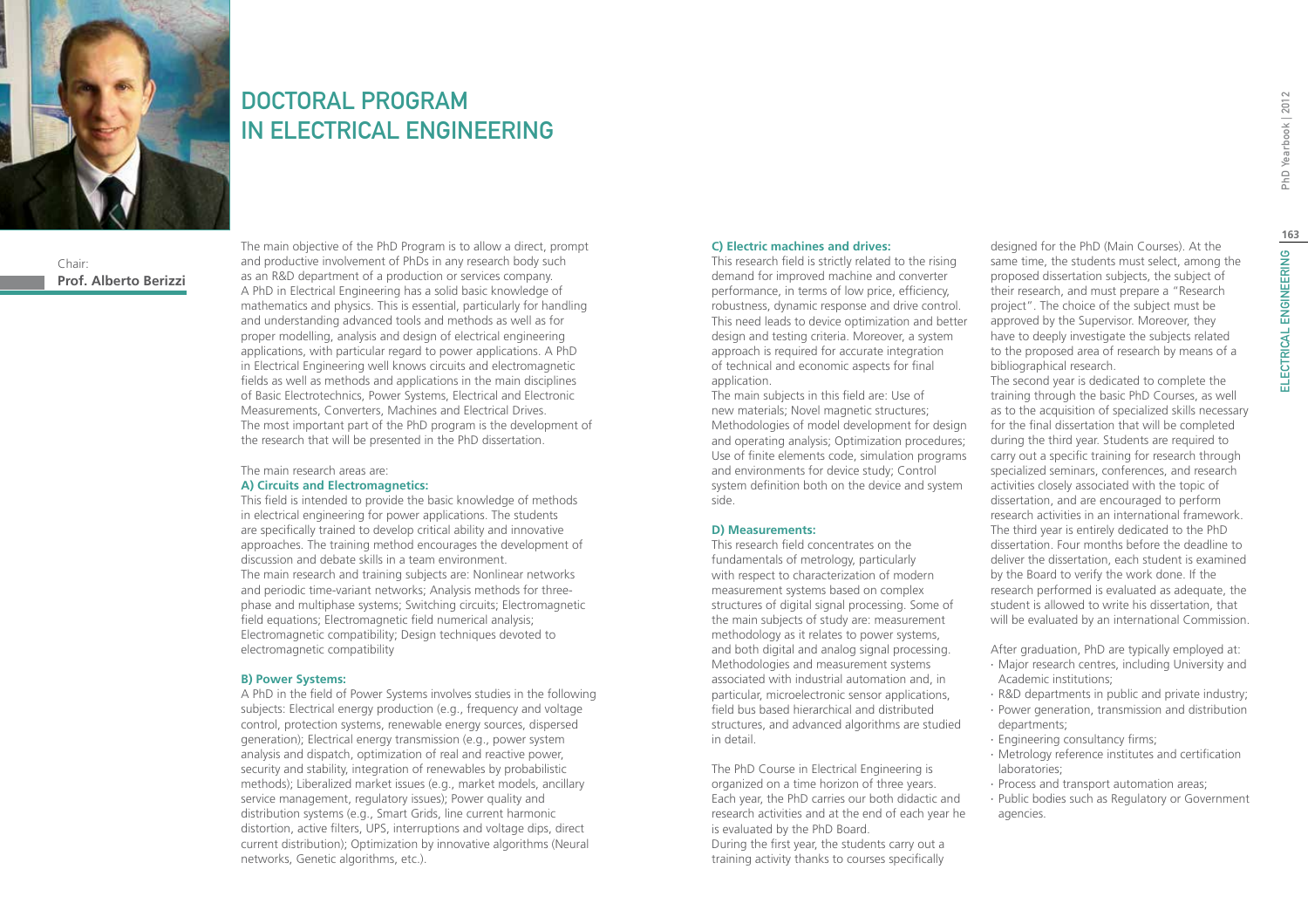# DOCTORAL PROGRAM IN ELECTRICAL ENGINEERING

Chair:
**Prof. Alberto Berizzi**

The main objective of the PhD Program is to allow a direct, prompt and productive involvement of PhDs in any research body such as an R&D department of a production or services company. A PhD in Electrical Engineering has a solid basic knowledge of mathematics and physics. This is essential, particularly for handling and understanding advanced tools and methods as well as for proper modelling, analysis and design of electrical engineering applications, with particular regard to power applications. A PhD in Electrical Engineering well knows circuits and electromagnetic fields as well as methods and applications in the main disciplines of Basic Electrotechnics, Power Systems, Electrical and Electronic Measurements, Converters, Machines and Electrical Drives. The most important part of the PhD program is the development of the research that will be presented in the PhD dissertation.

The main research areas are:

**A) Circuits and Electromagnetics:**

This field is intended to provide the basic knowledge of methods in electrical engineering for power applications. The students are specifically trained to develop critical ability and innovative approaches. The training method encourages the development of discussion and debate skills in a team environment.
The main research and training subjects are: Nonlinear networks and periodic time-variant networks; Analysis methods for three-phase and multiphase systems; Switching circuits; Electromagnetic field equations; Electromagnetic field numerical analysis; Electromagnetic compatibility; Design techniques devoted to electromagnetic compatibility

**B) Power Systems:**

A PhD in the field of Power Systems involves studies in the following subjects: Electrical energy production (e.g., frequency and voltage control, protection systems, renewable energy sources, dispersed generation); Electrical energy transmission (e.g., power system analysis and dispatch, optimization of real and reactive power, security and stability, integration of renewables by probabilistic methods); Liberalized market issues (e.g., market models, ancillary service management, regulatory issues); Power quality and distribution systems (e.g., Smart Grids, line current harmonic distortion, active filters, UPS, interruptions and voltage dips, direct current distribution); Optimization by innovative algorithms (Neural networks, Genetic algorithms, etc.).

**C) Electric machines and drives:**

This research field is strictly related to the rising demand for improved machine and converter performance, in terms of low price, efficiency, robustness, dynamic response and drive control. This need leads to device optimization and better design and testing criteria. Moreover, a system approach is required for accurate integration of technical and economic aspects for final application.
The main subjects in this field are: Use of new materials; Novel magnetic structures; Methodologies of model development for design and operating analysis; Optimization procedures; Use of finite elements code, simulation programs and environments for device study; Control system definition both on the device and system side.

**D) Measurements:**

This research field concentrates on the fundamentals of metrology, particularly with respect to characterization of modern measurement systems based on complex structures of digital signal processing. Some of the main subjects of study are: measurement methodology as it relates to power systems, and both digital and analog signal processing. Methodologies and measurement systems associated with industrial automation and, in particular, microelectronic sensor applications, field bus based hierarchical and distributed structures, and advanced algorithms are studied in detail.

The PhD Course in Electrical Engineering is organized on a time horizon of three years. Each year, the PhD carries our both didactic and research activities and at the end of each year he is evaluated by the PhD Board.
During the first year, the students carry out a training activity thanks to courses specifically designed for the PhD (Main Courses). At the same time, the students must select, among the proposed dissertation subjects, the subject of their research, and must prepare a "Research project". The choice of the subject must be approved by the Supervisor. Moreover, they have to deeply investigate the subjects related to the proposed area of research by means of a bibliographical research.
The second year is dedicated to complete the training through the basic PhD Courses, as well as to the acquisition of specialized skills necessary for the final dissertation that will be completed during the third year. Students are required to carry out a specific training for research through specialized seminars, conferences, and research activities closely associated with the topic of dissertation, and are encouraged to perform research activities in an international framework.
The third year is entirely dedicated to the PhD dissertation. Four months before the deadline to deliver the dissertation, each student is examined by the Board to verify the work done. If the research performed is evaluated as adequate, the student is allowed to write his dissertation, that will be evaluated by an international Commission.

After graduation, PhD are typically employed at:

- Major research centres, including University and Academic institutions;
- R&D departments in public and private industry;
- Power generation, transmission and distribution departments;
- Engineering consultancy firms;
- Metrology reference institutes and certification laboratories;
- Process and transport automation areas;
- Public bodies such as Regulatory or Government agencies.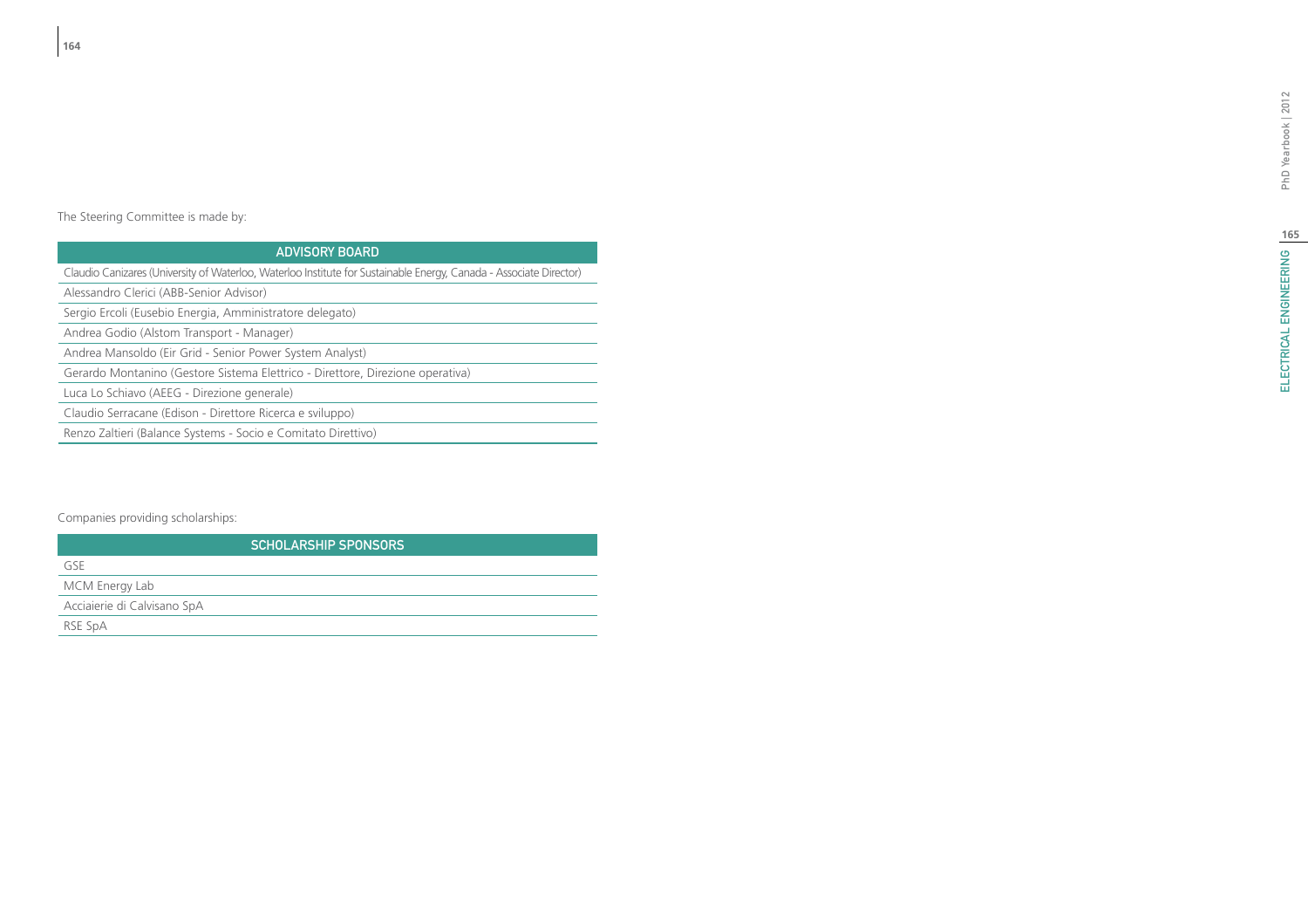The Steering Committee is made by:

| ADVISORY BOARD |
| --- |
| Claudio Canizares (University of Waterloo, Waterloo Institute for Sustainable Energy, Canada - Associate Director) |
| Alessandro Clerici (ABB-Senior Advisor) |
| Sergio Ercoli (Eusebio Energia, Amministratore delegato) |
| Andrea Godio (Alstom Transport - Manager) |
| Andrea Mansoldo (Eir Grid - Senior Power System Analyst) |
| Gerardo Montanino (Gestore Sistema Elettrico - Direttore, Direzione operativa) |
| Luca Lo Schiavo (AEEG - Direzione generale) |
| Claudio Serracane (Edison - Direttore Ricerca e sviluppo) |
| Renzo Zaltieri (Balance Systems - Socio e Comitato Direttivo) |

Companies providing scholarships:

| SCHOLARSHIP SPONSORS |
| --- |
| GSE |
| MCM Energy Lab |
| Acciaierie di Calvisano SpA |
| RSE SpA |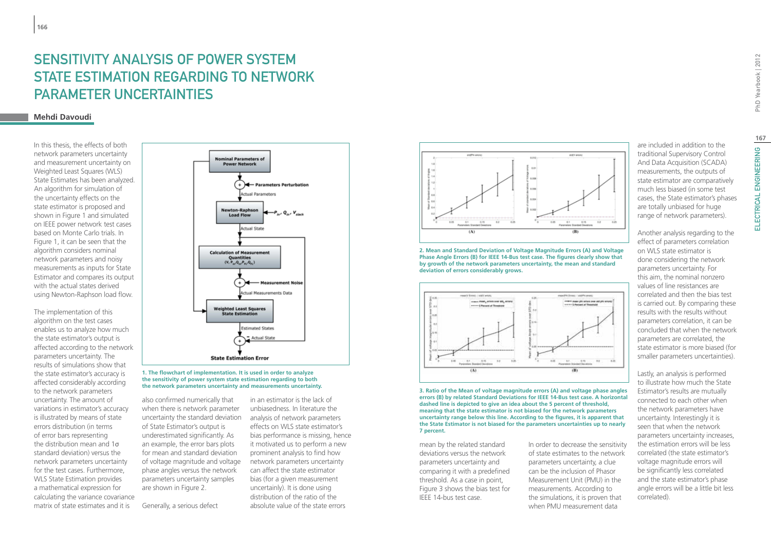# SENSITIVITY ANALYSIS OF POWER SYSTEM STATE ESTIMATION REGARDING TO NETWORK PARAMETER UNCERTAINTIES

**Mehdi Davoudi**

In this thesis, the effects of both network parameters uncertainty and measurement uncertainty on Weighted Least Squares (WLS) State Estimates has been analyzed. An algorithm for simulation of the uncertainty effects on the state estimator is proposed and shown in Figure 1 and simulated on IEEE power network test cases based on Monte Carlo trials. In Figure 1, it can be seen that the algorithm considers nominal network parameters and noisy measurements as inputs for State Estimator and compares its output with the actual states derived using Newton-Raphson load flow.

The implementation of this algorithm on the test cases enables us to analyze how much the state estimator's output is affected according to the network parameters uncertainty. The results of simulations show that the state estimator's accuracy is affected considerably according to the network parameters uncertainty. The amount of variations in estimator's accuracy is illustrated by means of state errors distribution (in terms of error bars representing the distribution mean and 1σ standard deviation) versus the network parameters uncertainty for the test cases. Furthermore, WLS State Estimation provides a mathematical expression for calculating the variance covariance matrix of state estimates and it is also confirmed numerically that when there is network parameter uncertainty the standard deviation of State Estimator's output is underestimated significantly. As an example, the error bars plots for mean and standard deviation of voltage magnitude and voltage phase angles versus the network parameters uncertainty samples are shown in Figure 2.

**1. The flowchart of implementation. It is used in order to analyze the sensitivity of power system state estimation regarding to both the network parameters uncertainty and measurements uncertainty.**

Generally, a serious defect in an estimator is the lack of unbiasedness. In literature the analysis of network parameters effects on WLS state estimator's bias performance is missing, hence it motivated us to perform a new prominent analysis to find how network parameters uncertainty can affect the state estimator bias (for a given measurement uncertainly). It is done using distribution of the ratio of the absolute value of the state errors mean by the related standard deviations versus the network parameters uncertainty and comparing it with a predefined threshold. As a case in point, Figure 3 shows the bias test for IEEE 14-bus test case.

**2. Mean and Standard Deviation of Voltage Magnitude Errors (A) and Voltage Phase Angle Errors (B) for IEEE 14-Bus test case. The figures clearly show that by growth of the network parameters uncertainty, the mean and standard deviation of errors considerably grows.**

**3. Ratio of the Mean of voltage magnitude errors (A) and voltage phase angles errors (B) by related Standard Deviations for IEEE 14-Bus test case. A horizontal dashed line is depicted to give an idea about the 5 percent of threshold, meaning that the state estimator is not biased for the network parameters uncertainty range below this line. According to the figures, it is apparent that the State Estimator is not biased for the parameters uncertainties up to nearly 7 percent.**

In order to decrease the sensitivity of state estimates to the network parameters uncertainty, a clue can be the inclusion of Phasor Measurement Unit (PMU) in the measurements. According to the simulations, it is proven that when PMU measurement data are included in addition to the traditional Supervisory Control And Data Acquisition (SCADA) measurements, the outputs of state estimator are comparatively much less biased (in some test cases, the State estimator's phases are totally unbiased for huge range of network parameters).

Another analysis regarding to the effect of parameters correlation on WLS state estimator is done considering the network parameters uncertainty. For this aim, the nominal nonzero values of line resistances are correlated and then the bias test is carried out. By comparing these results with the results without parameters correlation, it can be concluded that when the network parameters are correlated, the state estimator is more biased (for smaller parameters uncertainties).

Lastly, an analysis is performed to illustrate how much the State Estimator's results are mutually connected to each other when the network parameters have uncertainty. Interestingly it is seen that when the network parameters uncertainty increases, the estimation errors will be less correlated (the state estimator's voltage magnitude errors will be significantly less correlated and the state estimator's phase angle errors will be a little bit less correlated).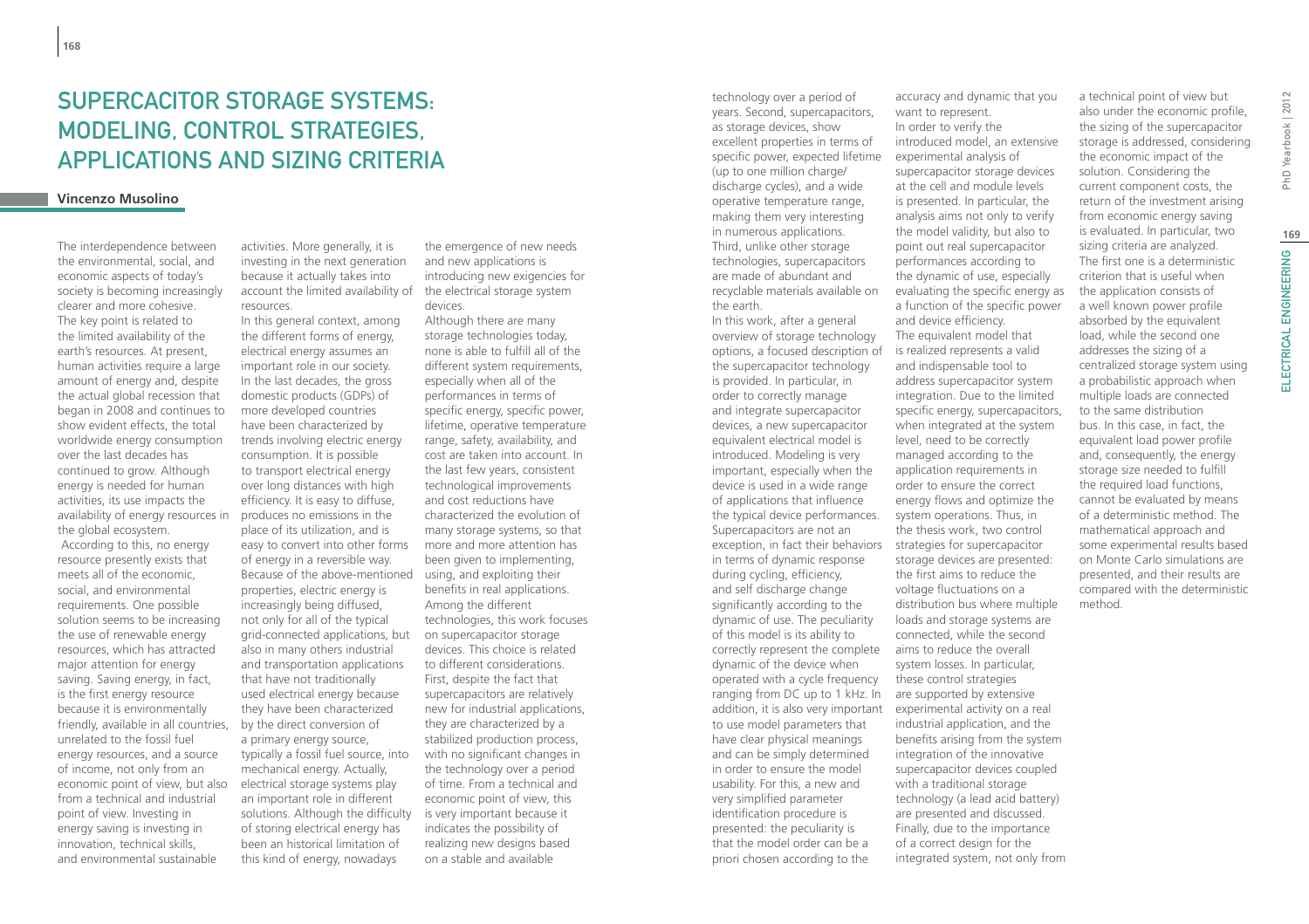# Supercacitor Storage Systems: Modeling, Control Strategies, Applications and Sizing Criteria

**Vincenzo Musolino**

The interdependence between the environmental, social, and economic aspects of today's society is becoming increasingly clearer and more cohesive. The key point is related to the limited availability of the earth's resources. At present, human activities require a large amount of energy and, despite the actual global recession that began in 2008 and continues to show evident effects, the total worldwide energy consumption over the last decades has continued to grow. Although energy is needed for human activities, its use impacts the availability of energy resources in the global ecosystem.

According to this, no energy resource presently exists that meets all of the economic, social, and environmental requirements. One possible solution seems to be increasing the use of renewable energy resources, which has attracted major attention for energy saving. Saving energy, in fact, is the first energy resource because it is environmentally friendly, available in all countries, unrelated to the fossil fuel energy resources, and a source of income, not only from an economic point of view, but also from a technical and industrial point of view. Investing in energy saving is investing in innovation, technical skills, and environmental sustainable activities. More generally, it is investing in the next generation because it actually takes into account the limited availability of resources.

In this general context, among the different forms of energy, electrical energy assumes an important role in our society. In the last decades, the gross domestic products (GDPs) of more developed countries have been characterized by trends involving electric energy consumption. It is possible to transport electrical energy over long distances with high efficiency. It is easy to diffuse, produces no emissions in the place of its utilization, and is easy to convert into other forms of energy in a reversible way. Because of the above-mentioned properties, electric energy is increasingly being diffused, not only for all of the typical grid-connected applications, but also in many others industrial and transportation applications that have not traditionally used electrical energy because they have been characterized by the direct conversion of a primary energy source, typically a fossil fuel source, into mechanical energy. Actually, electrical storage systems play an important role in different solutions. Although the difficulty of storing electrical energy has been an historical limitation of this kind of energy, nowadays the emergence of new needs and new applications is introducing new exigencies for the electrical storage system devices.

Although there are many storage technologies today, none is able to fulfill all of the different system requirements, especially when all of the performances in terms of specific energy, specific power, lifetime, operative temperature range, safety, availability, and cost are taken into account. In the last few years, consistent technological improvements and cost reductions have characterized the evolution of many storage systems, so that more and more attention has been given to implementing, using, and exploiting their benefits in real applications. Among the different technologies, this work focuses on supercapacitor storage devices. This choice is related to different considerations. First, despite the fact that supercapacitors are relatively new for industrial applications, they are characterized by a stabilized production process, with no significant changes in the technology over a period of time. From a technical and economic point of view, this is very important because it indicates the possibility of realizing new designs based on a stable and available technology over a period of years. Second, supercapacitors, as storage devices, show excellent properties in terms of specific power, expected lifetime (up to one million charge/discharge cycles), and a wide operative temperature range, making them very interesting in numerous applications. Third, unlike other storage technologies, supercapacitors are made of abundant and recyclable materials available on the earth.

In this work, after a general overview of storage technology options, a focused description of the supercapacitor technology is provided. In particular, in order to correctly manage and integrate supercapacitor devices, a new supercapacitor equivalent electrical model is introduced. Modeling is very important, especially when the device is used in a wide range of applications that influence the typical device performances. Supercapacitors are not an exception, in fact their behaviors in terms of dynamic response during cycling, efficiency, and self discharge change significantly according to the dynamic of use. The peculiarity of this model is its ability to correctly represent the complete dynamic of the device when operated with a cycle frequency ranging from DC up to 1 kHz. In addition, it is also very important to use model parameters that have clear physical meanings and can be simply determined in order to ensure the model usability. For this, a new and very simplified parameter identification procedure is presented: the peculiarity is that the model order can be a priori chosen according to the accuracy and dynamic that you want to represent.

In order to verify the introduced model, an extensive experimental analysis of supercapacitor storage devices at the cell and module levels is presented. In particular, the analysis aims not only to verify the model validity, but also to point out real supercapacitor performances according to the dynamic of use, especially evaluating the specific energy as a function of the specific power and device efficiency.

The equivalent model that is realized represents a valid and indispensable tool to address supercapacitor system integration. Due to the limited specific energy, supercapacitors, when integrated at the system level, need to be correctly managed according to the application requirements in order to ensure the correct energy flows and optimize the system operations. Thus, in the thesis work, two control strategies for supercapacitor storage devices are presented: the first aims to reduce the voltage fluctuations on a distribution bus where multiple loads and storage systems are connected, while the second aims to reduce the overall system losses. In particular, these control strategies are supported by extensive experimental activity on a real industrial application, and the benefits arising from the system integration of the innovative supercapacitor devices coupled with a traditional storage technology (a lead acid battery) are presented and discussed. Finally, due to the importance of a correct design for the integrated system, not only from a technical point of view but also under the economic profile, the sizing of the supercapacitor storage is addressed, considering the economic impact of the solution. Considering the current component costs, the return of the investment arising from economic energy saving is evaluated. In particular, two sizing criteria are analyzed. The first one is a deterministic criterion that is useful when the application consists of a well known power profile absorbed by the equivalent load, while the second one addresses the sizing of a centralized storage system using a probabilistic approach when multiple loads are connected to the same distribution bus. In this case, in fact, the equivalent load power profile and, consequently, the energy storage size needed to fulfill the required load functions, cannot be evaluated by means of a deterministic method. The mathematical approach and some experimental results based on Monte Carlo simulations are presented, and their results are compared with the deterministic method.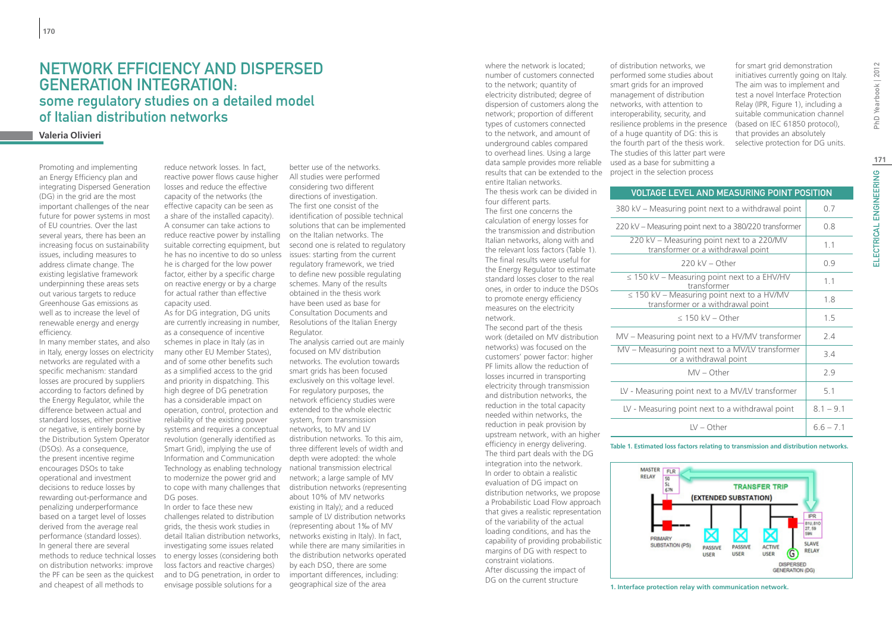# NETWORK EFFICIENCY AND DISPERSED GENERATION INTEGRATION: some regulatory studies on a detailed model of Italian distribution networks

**Valeria Olivieri**

Promoting and implementing an Energy Efficiency plan and integrating Dispersed Generation (DG) in the grid are the most important challenges of the near future for power systems in most of EU countries. Over the last several years, there has been an increasing focus on sustainability issues, including measures to address climate change. The existing legislative framework underpinning these areas sets out various targets to reduce Greenhouse Gas emissions as well as to increase the level of renewable energy and energy efficiency.

In many member states, and also in Italy, energy losses on electricity networks are regulated with a specific mechanism: standard losses are procured by suppliers according to factors defined by the Energy Regulator, while the difference between actual and standard losses, either positive or negative, is entirely borne by the Distribution System Operator (DSOs). As a consequence, the present incentive regime encourages DSOs to take operational and investment decisions to reduce losses by rewarding out-performance and penalizing underperformance based on a target level of losses derived from the average real performance (standard losses).

In general there are several methods to reduce technical losses on distribution networks: improve the PF can be seen as the quickest and cheapest of all methods to reduce network losses. In fact, reactive power flows cause higher losses and reduce the effective capacity of the networks (the effective capacity can be seen as a share of the installed capacity). A consumer can take actions to reduce reactive power by installing suitable correcting equipment, but he has no incentive to do so unless he is charged for the low power factor, either by a specific charge on reactive energy or by a charge for actual rather than effective capacity used.

As for DG integration, DG units are currently increasing in number, as a consequence of incentive schemes in place in Italy (as in many other EU Member States), and of some other benefits such as a simplified access to the grid and priority in dispatching. This high degree of DG penetration has a considerable impact on operation, control, protection and reliability of the existing power systems and requires a conceptual revolution (generally identified as Smart Grid), implying the use of Information and Communication Technology as enabling technology to modernize the power grid and to cope with many challenges that DG poses.

In order to face these new challenges related to distribution grids, the thesis work studies in detail Italian distribution networks, investigating some issues related to energy losses (considering both loss factors and reactive charges) and to DG penetration, in order to envisage possible solutions for a better use of the networks.

All studies were performed considering two different directions of investigation. The first one consist of the identification of possible technical solutions that can be implemented on the Italian networks. The second one is related to regulatory issues: starting from the current regulatory framework, we tried to define new possible regulating schemes. Many of the results obtained in the thesis work have been used as base for Consultation Documents and Resolutions of the Italian Energy Regulator.

The analysis carried out are mainly focused on MV distribution networks. The evolution towards smart grids has been focused exclusively on this voltage level. For regulatory purposes, the network efficiency studies were extended to the whole electric system, from transmission networks, to MV and LV distribution networks. To this aim, three different levels of width and depth were adopted: the whole national transmission electrical network; a large sample of MV distribution networks (representing about 10% of MV networks existing in Italy); and a reduced sample of LV distribution networks (representing about 1‰ of MV networks existing in Italy). In fact, while there are many similarities in the distribution networks operated by each DSO, there are some important differences, including: geographical size of the area where the network is located; number of customers connected to the network; quantity of electricity distributed; degree of dispersion of customers along the network; proportion of different types of customers connected to the network, and amount of underground cables compared to overhead lines. Using a large data sample provides more reliable results that can be extended to the entire Italian networks.

The thesis work can be divided in four different parts.

The first one concerns the calculation of energy losses for the transmission and distribution Italian networks, along with and the relevant loss factors (Table 1). The final results were useful for the Energy Regulator to estimate standard losses closer to the real ones, in order to induce the DSOs to promote energy efficiency measures on the electricity network.

The second part of the thesis work (detailed on MV distribution networks) was focused on the customers' power factor: higher PF limits allow the reduction of losses incurred in transporting electricity through transmission and distribution networks, the reduction in the total capacity needed within networks, the reduction in peak provision by upstream network, with an higher efficiency in energy delivering.

The third part deals with the DG integration into the network. In order to obtain a realistic evaluation of DG impact on distribution networks, we propose a Probabilistic Load Flow approach that gives a realistic representation of the variability of the actual loading conditions, and has the capability of providing probabilistic margins of DG with respect to constraint violations.

After discussing the impact of DG on the current structure of distribution networks, we performed some studies about smart grids for an improved management of distribution networks, with attention to interoperability, security, and resilience problems in the presence of a huge quantity of DG: this is the fourth part of the thesis work. The studies of this latter part were used as a base for submitting a project in the selection process for smart grid demonstration initiatives currently going on Italy. The aim was to implement and test a novel Interface Protection Relay (IPR, Figure 1), including a suitable communication channel (based on IEC 61850 protocol), that provides an absolutely selective protection for DG units.

| VOLTAGE LEVEL AND MEASURING POINT POSITION | |
|---|---|
| 380 kV – Measuring point next to a withdrawal point | 0.7 |
| 220 kV – Measuring point next to a 380/220 transformer | 0.8 |
| 220 kV – Measuring point next to a 220/MV transformer or a withdrawal point | 1.1 |
| 220 kV – Other | 0.9 |
| ≤ 150 kV – Measuring point next to a EHV/HV transformer | 1.1 |
| ≤ 150 kV – Measuring point next to a HV/MV transformer or a withdrawal point | 1.8 |
| ≤ 150 kV – Other | 1.5 |
| MV – Measuring point next to a HV/MV transformer | 2.4 |
| MV – Measuring point next to a MV/LV transformer or a withdrawal point | 3.4 |
| MV – Other | 2.9 |
| LV - Measuring point next to a MV/LV transformer | 5.1 |
| LV - Measuring point next to a withdrawal point | 8.1 – 9.1 |
| LV – Other | 6.6 – 7.1 |

**Table 1. Estimated loss factors relating to transmission and distribution networks.**

**1. Interface protection relay with communication network.**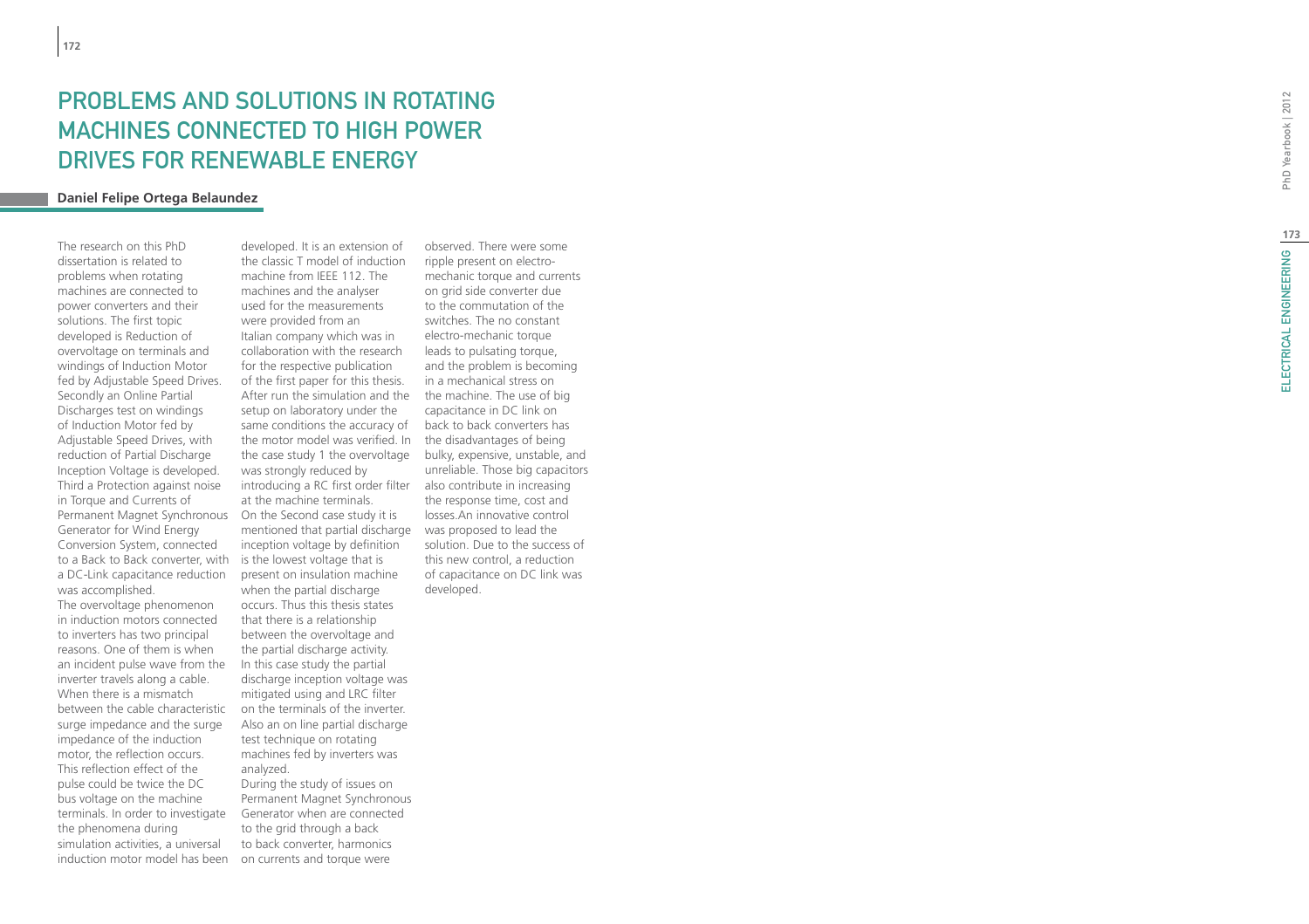# PROBLEMS AND SOLUTIONS IN ROTATING MACHINES CONNECTED TO HIGH POWER DRIVES FOR RENEWABLE ENERGY

**Daniel Felipe Ortega Belaundez**

The research on this PhD dissertation is related to problems when rotating machines are connected to power converters and their solutions. The first topic developed is Reduction of overvoltage on terminals and windings of Induction Motor fed by Adjustable Speed Drives. Secondly an Online Partial Discharges test on windings of Induction Motor fed by Adjustable Speed Drives, with reduction of Partial Discharge Inception Voltage is developed. Third a Protection against noise in Torque and Currents of Permanent Magnet Synchronous Generator for Wind Energy Conversion System, connected to a Back to Back converter, with a DC-Link capacitance reduction was accomplished.

The overvoltage phenomenon in induction motors connected to inverters has two principal reasons. One of them is when an incident pulse wave from the inverter travels along a cable. When there is a mismatch between the cable characteristic surge impedance and the surge impedance of the induction motor, the reflection occurs. This reflection effect of the pulse could be twice the DC bus voltage on the machine terminals. In order to investigate the phenomena during simulation activities, a universal induction motor model has been developed. It is an extension of the classic T model of induction machine from IEEE 112. The machines and the analyser used for the measurements were provided from an Italian company which was in collaboration with the research for the respective publication of the first paper for this thesis. After run the simulation and the setup on laboratory under the same conditions the accuracy of the motor model was verified. In the case study 1 the overvoltage was strongly reduced by introducing a RC first order filter at the machine terminals.

On the Second case study it is mentioned that partial discharge inception voltage by definition is the lowest voltage that is present on insulation machine when the partial discharge occurs. Thus this thesis states that there is a relationship between the overvoltage and the partial discharge activity. In this case study the partial discharge inception voltage was mitigated using and LRC filter on the terminals of the inverter. Also an on line partial discharge test technique on rotating machines fed by inverters was analyzed.

During the study of issues on Permanent Magnet Synchronous Generator when are connected to the grid through a back to back converter, harmonics on currents and torque were observed. There were some ripple present on electro-mechanic torque and currents on grid side converter due to the commutation of the switches. The no constant electro-mechanic torque leads to pulsating torque, and the problem is becoming in a mechanical stress on the machine. The use of big capacitance in DC link on back to back converters has the disadvantages of being bulky, expensive, unstable, and unreliable. Those big capacitors also contribute in increasing the response time, cost and losses.An innovative control was proposed to lead the solution. Due to the success of this new control, a reduction of capacitance on DC link was developed.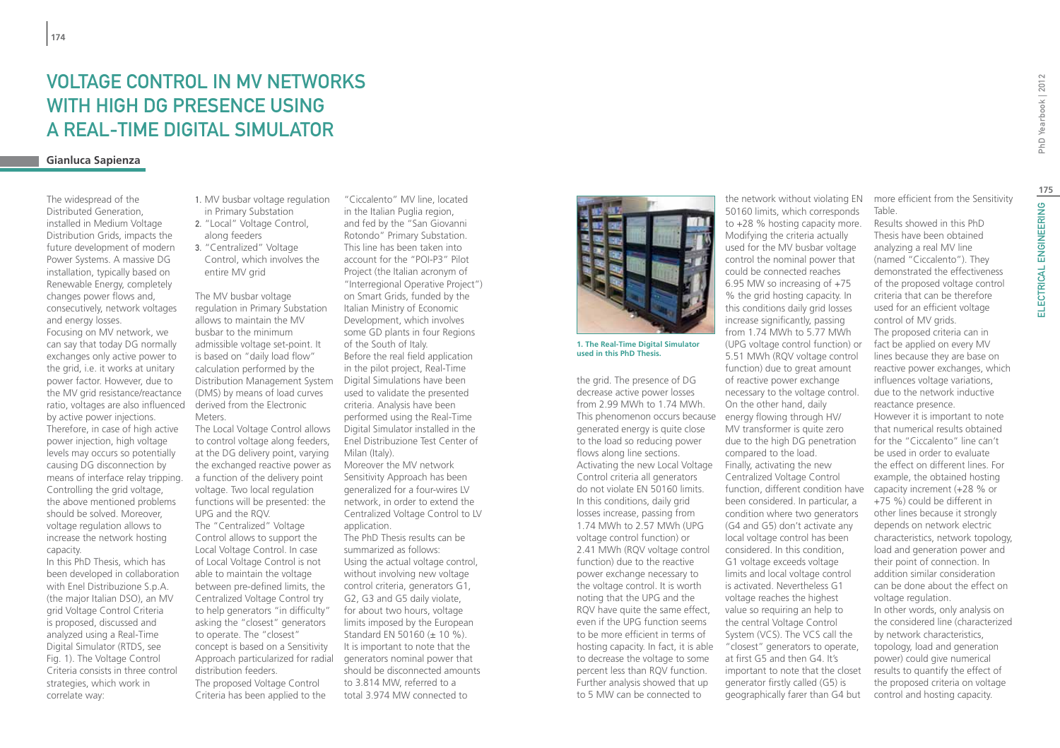# Voltage Control in MV Networks with High DG Presence Using a Real-Time Digital Simulator

**Gianluca Sapienza**

The widespread of the Distributed Generation, installed in Medium Voltage Distribution Grids, impacts the future development of modern Power Systems. A massive DG installation, typically based on Renewable Energy, completely changes power flows and, consecutively, network voltages and energy losses.

Focusing on MV network, we can say that today DG normally exchanges only active power to the grid, i.e. it works at unitary power factor. However, due to the MV grid resistance/reactance ratio, voltages are also influenced by active power injections. Therefore, in case of high active power injection, high voltage levels may occurs so potentially causing DG disconnection by means of interface relay tripping. Controlling the grid voltage, the above mentioned problems should be solved. Moreover, voltage regulation allows to increase the network hosting capacity.

In this PhD Thesis, which has been developed in collaboration with Enel Distribuzione S.p.A. (the major Italian DSO), an MV grid Voltage Control Criteria is proposed, discussed and analyzed using a Real-Time Digital Simulator (RTDS, see Fig. 1). The Voltage Control Criteria consists in three control strategies, which work in correlate way:

1. MV busbar voltage regulation in Primary Substation
2. "Local" Voltage Control, along feeders
3. "Centralized" Voltage Control, which involves the entire MV grid

The MV busbar voltage regulation in Primary Substation allows to maintain the MV busbar to the minimum admissible voltage set-point. It is based on "daily load flow" calculation performed by the Distribution Management System (DMS) by means of load curves derived from the Electronic Meters.

The Local Voltage Control allows to control voltage along feeders, at the DG delivery point, varying the exchanged reactive power as a function of the delivery point voltage. Two local regulation functions will be presented: the UPG and the RQV.

The "Centralized" Voltage Control allows to support the Local Voltage Control. In case of Local Voltage Control is not able to maintain the voltage between pre-defined limits, the Centralized Voltage Control try to help generators "in difficulty" asking the "closest" generators to operate. The "closest" concept is based on a Sensitivity Approach particularized for radial distribution feeders.

The proposed Voltage Control Criteria has been applied to the "Ciccalento" MV line, located in the Italian Puglia region, and fed by the "San Giovanni Rotondo" Primary Substation. This line has been taken into account for the "POI-P3" Pilot Project (the Italian acronym of "Interregional Operative Project") on Smart Grids, funded by the Italian Ministry of Economic Development, which involves some GD plants in four Regions of the South of Italy.

Before the real field application in the pilot project, Real-Time Digital Simulations have been used to validate the presented criteria. Analysis have been performed using the Real-Time Digital Simulator installed in the Enel Distribuzione Test Center of Milan (Italy).

Moreover the MV network Sensitivity Approach has been generalized for a four-wires LV network, in order to extend the Centralized Voltage Control to LV application.

The PhD Thesis results can be summarized as follows:

Using the actual voltage control, without involving new voltage control criteria, generators G1, G2, G3 and G5 daily violate, for about two hours, voltage limits imposed by the European Standard EN 50160 (± 10 %). It is important to note that the generators nominal power that should be disconnected amounts to 3.814 MW, referred to a total 3.974 MW connected to the grid. The presence of DG decrease active power losses from 2.99 MWh to 1.74 MWh. This phenomenon occurs because generated energy is quite close to the load so reducing power flows along line sections.

1. The Real-Time Digital Simulator used in this PhD Thesis.

Activating the new Local Voltage Control criteria all generators do not violate EN 50160 limits. In this conditions, daily grid losses increase, passing from 1.74 MWh to 2.57 MWh (UPG voltage control function) or 2.41 MWh (RQV voltage control function) due to the reactive power exchange necessary to the voltage control. It is worth noting that the UPG and the RQV have quite the same effect, even if the UPG function seems to be more efficient in terms of hosting capacity. In fact, it is able to decrease the voltage to some percent less than RQV function. Further analysis showed that up to 5 MW can be connected to the network without violating EN 50160 limits, which corresponds to +28 % hosting capacity more. Modifying the criteria actually used for the MV busbar voltage control the nominal power that could be connected reaches 6.95 MW so increasing of +75 % the grid hosting capacity. In this conditions daily grid losses increase significantly, passing from 1.74 MWh to 5.77 MWh (UPG voltage control function) or 5.51 MWh (RQV voltage control function) due to great amount of reactive power exchange necessary to the voltage control. On the other hand, daily energy flowing through HV/MV transformer is quite zero due to the high DG penetration compared to the load.

Finally, activating the new Centralized Voltage Control function, different condition have been considered. In particular, a condition where two generators (G4 and G5) don't activate any local voltage control has been considered. In this condition, G1 voltage exceeds voltage limits and local voltage control is activated. Nevertheless G1 voltage reaches the highest value so requiring an help to the central Voltage Control System (VCS). The VCS call the "closest" generators to operate, at first G5 and then G4. It's important to note that the closet generator firstly called (G5) is geographically farer than G4 but more efficient from the Sensitivity Table.

Results showed in this PhD Thesis have been obtained analyzing a real MV line (named "Ciccalento"). They demonstrated the effectiveness of the proposed voltage control criteria that can be therefore used for an efficient voltage control of MV grids.

The proposed criteria can in fact be applied on every MV lines because they are base on reactive power exchanges, which influences voltage variations, due to the network inductive reactance presence.

However it is important to note that numerical results obtained for the "Ciccalento" line can't be used in order to evaluate the effect on different lines. For example, the obtained hosting capacity increment (+28 % or +75 %) could be different in other lines because it strongly depends on network electric characteristics, network topology, load and generation power and their point of connection. In addition similar consideration can be done about the effect on voltage regulation.

In other words, only analysis on the considered line (characterized by network characteristics, topology, load and generation power) could give numerical results to quantify the effect of the proposed criteria on voltage control and hosting capacity.